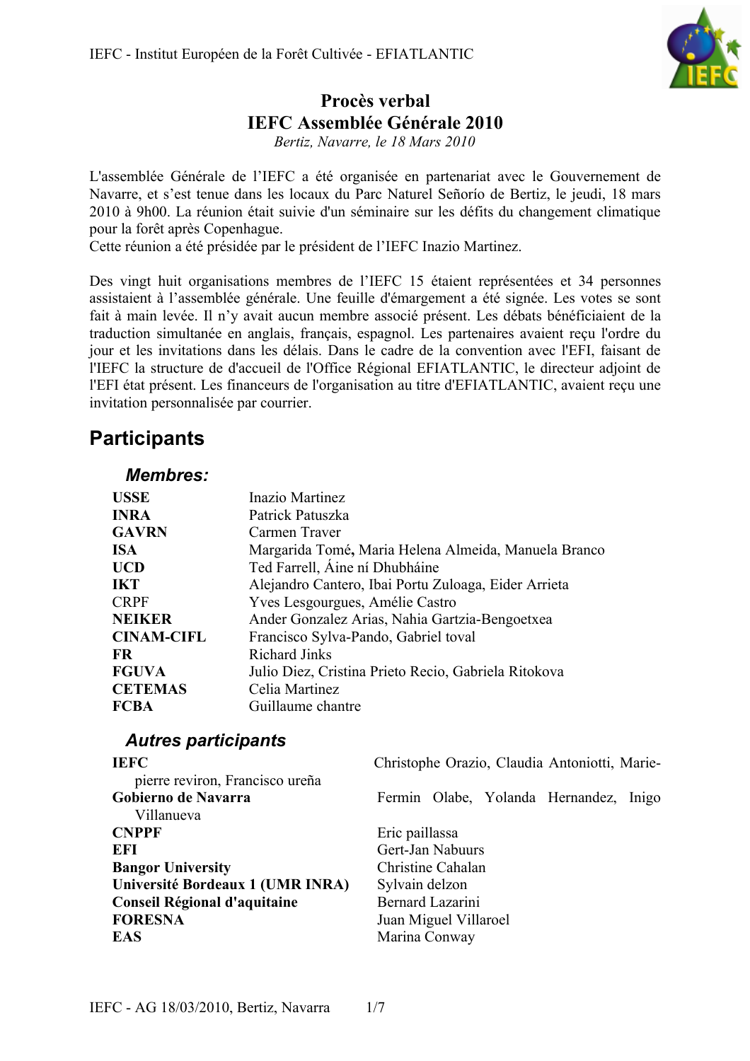# Procès verbal
# IEFC Assemblée Générale 2010

*Bertiz, Navarre, le 18 Mars 2010*

L'assemblée Générale de l'IEFC a été organisée en partenariat avec le Gouvernement de Navarre, et s'est tenue dans les locaux du Parc Naturel Señorío de Bertiz, le jeudi, 18 mars 2010 à 9h00. La réunion était suivie d'un séminaire sur les défis du changement climatique pour la forêt après Copenhague.
Cette réunion a été présidée par le président de l'IEFC Inazio Martinez.

Des vingt huit organisations membres de l'IEFC 15 étaient représentées et 34 personnes assistaient à l'assemblée générale. Une feuille d'émargement a été signée. Les votes se sont fait à main levée. Il n'y avait aucun membre associé présent. Les débats bénéficiaient de la traduction simultanée en anglais, français, espagnol. Les partenaires avaient reçu l'ordre du jour et les invitations dans les délais. Dans le cadre de la convention avec l'EFI, faisant de l'IEFC la structure de d'accueil de l'Office Régional EFIATLANTIC, le directeur adjoint de l'EFI était présent. Les financeurs de l'organisation au titre d'EFIATLANTIC, avaient reçu une invitation personnalisée par courrier.

## Participants

### *Membres:*

| | |
|---|---|
| **USSE** | Inazio Martinez |
| **INRA** | Patrick Patuszka |
| **GAVRN** | Carmen Traver |
| **ISA** | Margarida Tomé**,** Maria Helena Almeida, Manuela Branco |
| **UCD** | Ted Farrell, Áine ní Dhubháine |
| **IKT** | Alejandro Cantero, Ibai Portu Zuloaga, Eider Arrieta |
| CRPF | Yves Lesgourgues, Amélie Castro |
| **NEIKER** | Ander Gonzalez Arias, Nahia Gartzia-Bengoetxea |
| **CINAM-CIFL** | Francisco Sylva-Pando, Gabriel toval |
| **FR** | Richard Jinks |
| **FGUVA** | Julio Diez, Cristina Prieto Recio, Gabriela Ritokova |
| **CETEMAS** | Celia Martinez |
| **FCBA** | Guillaume chantre |

### *Autres participants*

| | |
|---|---|
| **IEFC** | Christophe Orazio, Claudia Antoniotti, Marie-pierre reviron, Francisco ureña |
| **Gobierno de Navarra** | Fermin Olabe, Yolanda Hernandez, Inigo Villanueva |
| **CNPPF** | Eric paillassa |
| **EFI** | Gert-Jan Nabuurs |
| **Bangor University** | Christine Cahalan |
| **Université Bordeaux 1 (UMR INRA)** | Sylvain delzon |
| **Conseil Régional d'aquitaine** | Bernard Lazarini |
| **FORESNA** | Juan Miguel Villaroel |
| **EAS** | Marina Conway |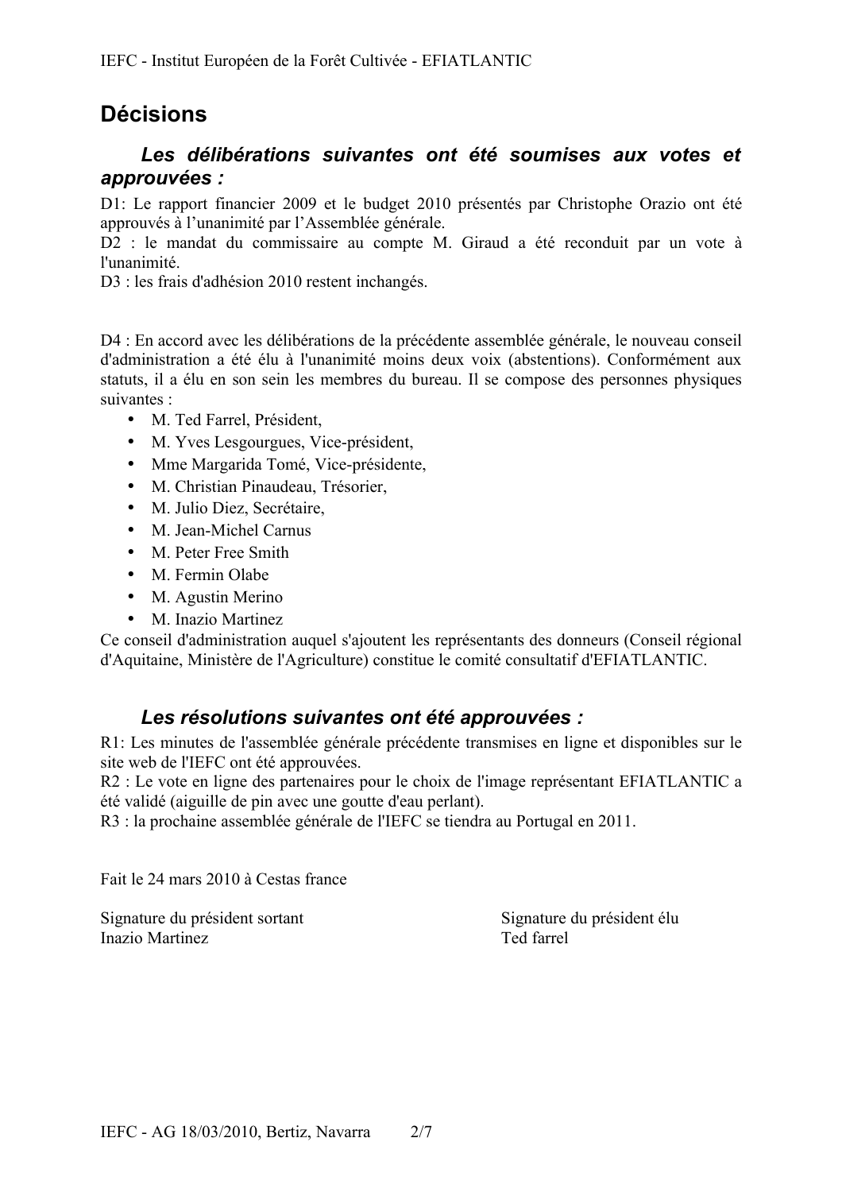## Décisions

### *Les délibérations suivantes ont été soumises aux votes et approuvées :*

D1: Le rapport financier 2009 et le budget 2010 présentés par Christophe Orazio ont été approuvés à l'unanimité par l'Assemblée générale.
D2 : le mandat du commissaire au compte M. Giraud a été reconduit par un vote à l'unanimité.
D3 : les frais d'adhésion 2010 restent inchangés.

D4 : En accord avec les délibérations de la précédente assemblée générale, le nouveau conseil d'administration a été élu à l'unanimité moins deux voix (abstentions). Conformément aux statuts, il a élu en son sein les membres du bureau. Il se compose des personnes physiques suivantes :

- M. Ted Farrel, Président,
- M. Yves Lesgourgues, Vice-président,
- Mme Margarida Tomé, Vice-présidente,
- M. Christian Pinaudeau, Trésorier,
- M. Julio Diez, Secrétaire,
- M. Jean-Michel Carnus
- M. Peter Free Smith
- M. Fermin Olabe
- M. Agustin Merino
- M. Inazio Martinez

Ce conseil d'administration auquel s'ajoutent les représentants des donneurs (Conseil régional d'Aquitaine, Ministère de l'Agriculture) constitue le comité consultatif d'EFIATLANTIC.

### *Les résolutions suivantes ont été approuvées :*

R1: Les minutes de l'assemblée générale précédente transmises en ligne et disponibles sur le site web de l'IEFC ont été approuvées.
R2 : Le vote en ligne des partenaires pour le choix de l'image représentant EFIATLANTIC a été validé (aiguille de pin avec une goutte d'eau perlant).
R3 : la prochaine assemblée générale de l'IEFC se tiendra au Portugal en 2011.

Fait le 24 mars 2010 à Cestas france

Signature du président sortant
Inazio Martinez

Signature du président élu
Ted farrel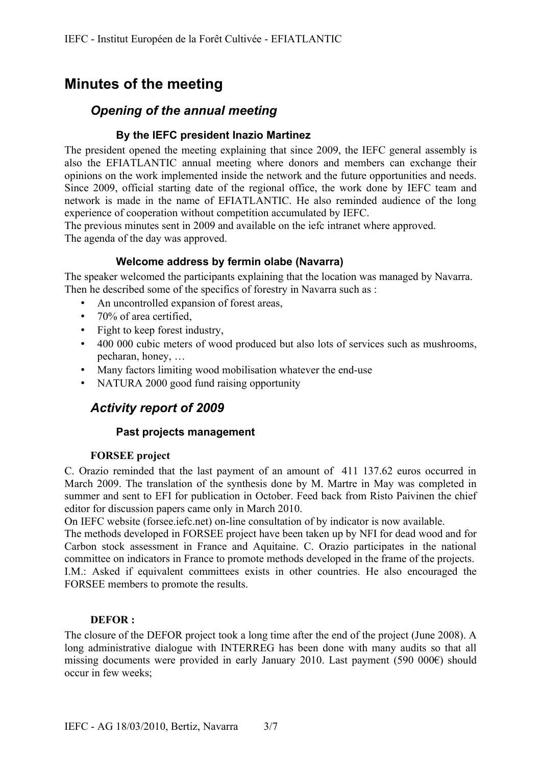# Minutes of the meeting

## *Opening of the annual meeting*

### By the IEFC president Inazio Martinez

The president opened the meeting explaining that since 2009, the IEFC general assembly is also the EFIATLANTIC annual meeting where donors and members can exchange their opinions on the work implemented inside the network and the future opportunities and needs. Since 2009, official starting date of the regional office, the work done by IEFC team and network is made in the name of EFIATLANTIC. He also reminded audience of the long experience of cooperation without competition accumulated by IEFC.

The previous minutes sent in 2009 and available on the iefc intranet where approved.

The agenda of the day was approved.

### Welcome address by fermin olabe (Navarra)

The speaker welcomed the participants explaining that the location was managed by Navarra. Then he described some of the specifics of forestry in Navarra such as :

- An uncontrolled expansion of forest areas,
- 70% of area certified,
- Fight to keep forest industry,
- 400 000 cubic meters of wood produced but also lots of services such as mushrooms, pecharan, honey, …
- Many factors limiting wood mobilisation whatever the end-use
- NATURA 2000 good fund raising opportunity

## *Activity report of 2009*

### Past projects management

#### FORSEE project

C. Orazio reminded that the last payment of an amount of 411 137.62 euros occurred in March 2009. The translation of the synthesis done by M. Martre in May was completed in summer and sent to EFI for publication in October. Feed back from Risto Paivinen the chief editor for discussion papers came only in March 2010.

On IEFC website (forsee.iefc.net) on-line consultation of by indicator is now available.

The methods developed in FORSEE project have been taken up by NFI for dead wood and for Carbon stock assessment in France and Aquitaine. C. Orazio participates in the national committee on indicators in France to promote methods developed in the frame of the projects.

I.M.: Asked if equivalent committees exists in other countries. He also encouraged the FORSEE members to promote the results.

#### DEFOR :

The closure of the DEFOR project took a long time after the end of the project (June 2008). A long administrative dialogue with INTERREG has been done with many audits so that all missing documents were provided in early January 2010. Last payment (590 000€) should occur in few weeks;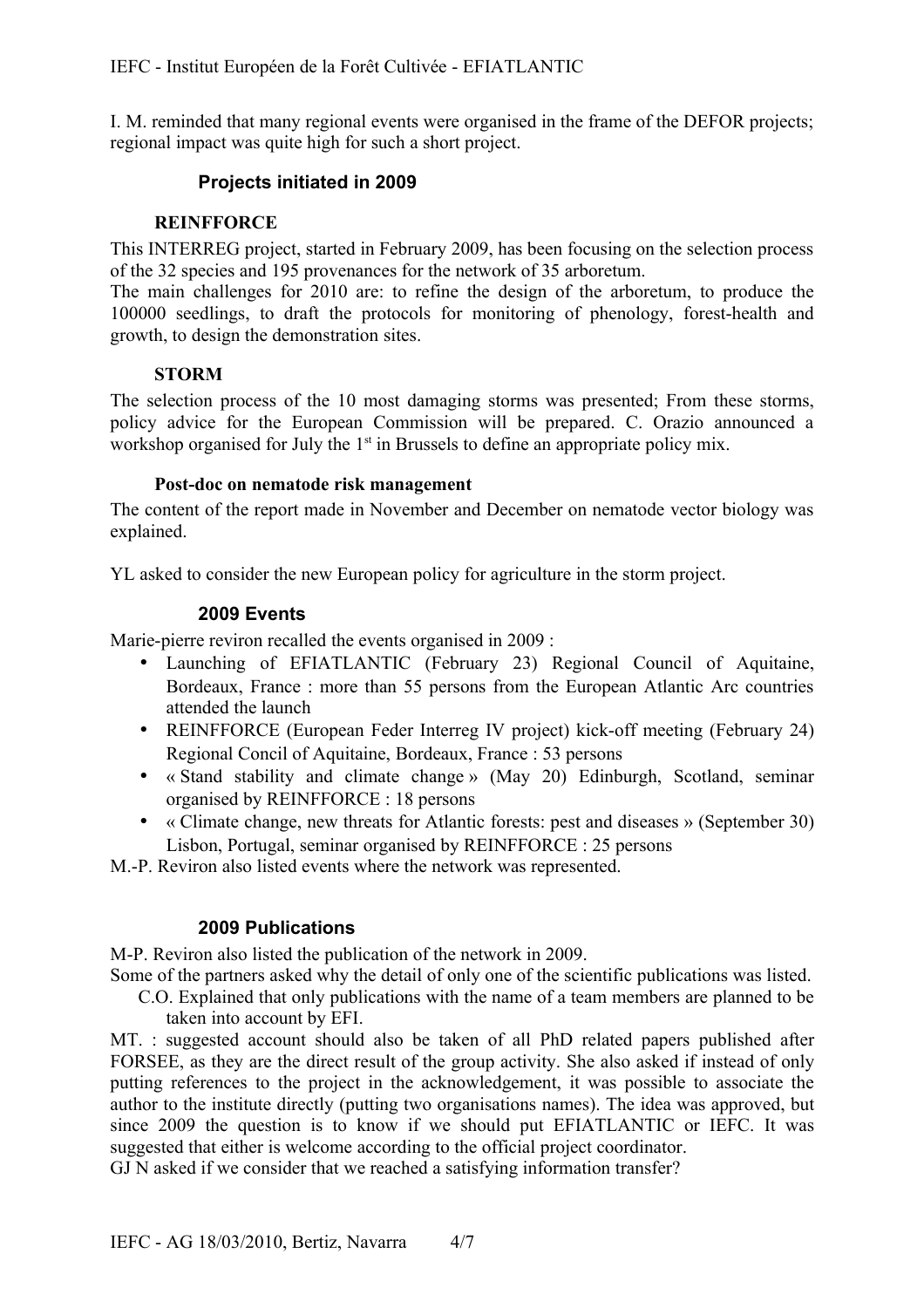I. M. reminded that many regional events were organised in the frame of the DEFOR projects; regional impact was quite high for such a short project.

### Projects initiated in 2009

#### REINFFORCE

This INTERREG project, started in February 2009, has been focusing on the selection process of the 32 species and 195 provenances for the network of 35 arboretum.

The main challenges for 2010 are: to refine the design of the arboretum, to produce the 100000 seedlings, to draft the protocols for monitoring of phenology, forest-health and growth, to design the demonstration sites.

#### STORM

The selection process of the 10 most damaging storms was presented; From these storms, policy advice for the European Commission will be prepared. C. Orazio announced a workshop organised for July the 1st in Brussels to define an appropriate policy mix.

#### Post-doc on nematode risk management

The content of the report made in November and December on nematode vector biology was explained.

YL asked to consider the new European policy for agriculture in the storm project.

### 2009 Events

Marie-pierre reviron recalled the events organised in 2009 :

- Launching of EFIATLANTIC (February 23) Regional Council of Aquitaine, Bordeaux, France : more than 55 persons from the European Atlantic Arc countries attended the launch
- REINFFORCE (European Feder Interreg IV project) kick-off meeting (February 24) Regional Concil of Aquitaine, Bordeaux, France : 53 persons
- « Stand stability and climate change » (May 20) Edinburgh, Scotland, seminar organised by REINFFORCE : 18 persons
- « Climate change, new threats for Atlantic forests: pest and diseases » (September 30) Lisbon, Portugal, seminar organised by REINFFORCE : 25 persons

M.-P. Reviron also listed events where the network was represented.

### 2009 Publications

M-P. Reviron also listed the publication of the network in 2009.

Some of the partners asked why the detail of only one of the scientific publications was listed.

C.O. Explained that only publications with the name of a team members are planned to be taken into account by EFI.

MT. : suggested account should also be taken of all PhD related papers published after FORSEE, as they are the direct result of the group activity. She also asked if instead of only putting references to the project in the acknowledgement, it was possible to associate the author to the institute directly (putting two organisations names). The idea was approved, but since 2009 the question is to know if we should put EFIATLANTIC or IEFC. It was suggested that either is welcome according to the official project coordinator.

GJ N asked if we consider that we reached a satisfying information transfer?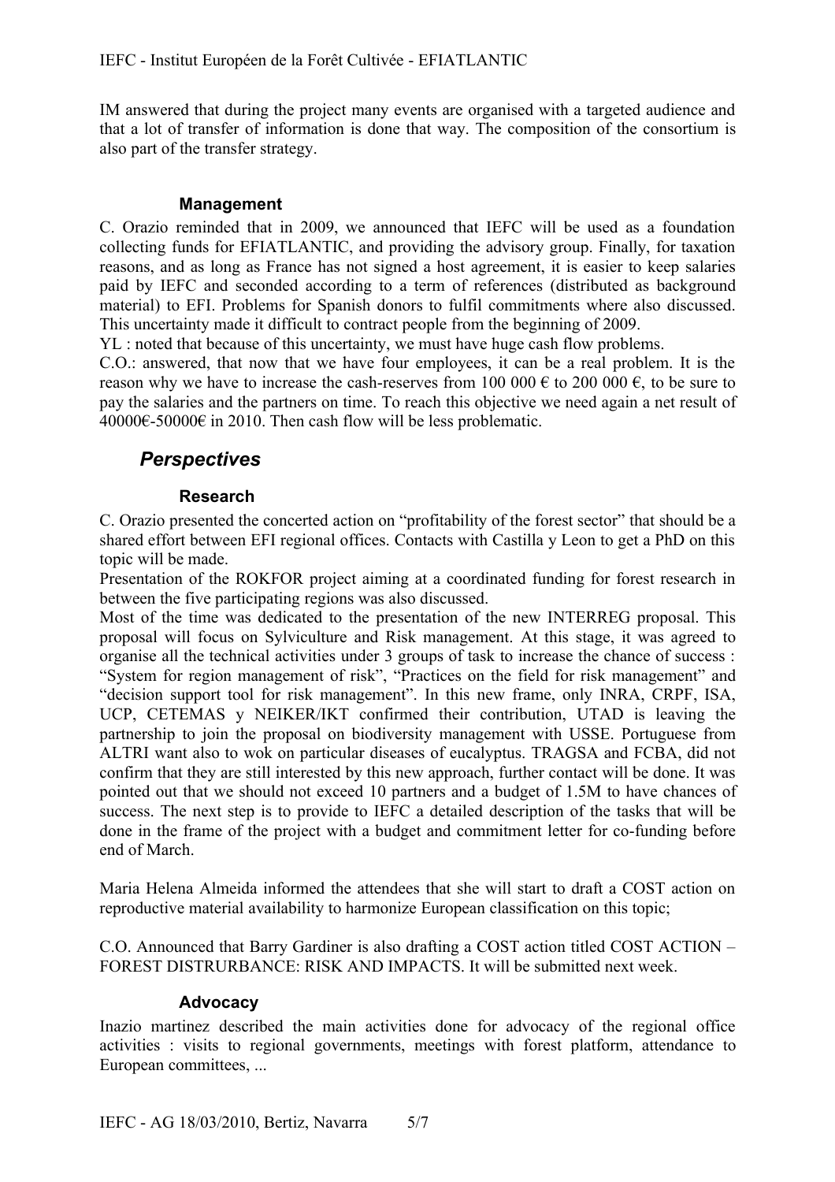IM answered that during the project many events are organised with a targeted audience and that a lot of transfer of information is done that way. The composition of the consortium is also part of the transfer strategy.

#### Management

C. Orazio reminded that in 2009, we announced that IEFC will be used as a foundation collecting funds for EFIATLANTIC, and providing the advisory group. Finally, for taxation reasons, and as long as France has not signed a host agreement, it is easier to keep salaries paid by IEFC and seconded according to a term of references (distributed as background material) to EFI. Problems for Spanish donors to fulfil commitments where also discussed. This uncertainty made it difficult to contract people from the beginning of 2009.

YL : noted that because of this uncertainty, we must have huge cash flow problems.

C.O.: answered, that now that we have four employees, it can be a real problem. It is the reason why we have to increase the cash-reserves from 100 000 € to 200 000 €, to be sure to pay the salaries and the partners on time. To reach this objective we need again a net result of 40000€-50000€ in 2010. Then cash flow will be less problematic.

### *Perspectives*

#### Research

C. Orazio presented the concerted action on "profitability of the forest sector" that should be a shared effort between EFI regional offices. Contacts with Castilla y Leon to get a PhD on this topic will be made.

Presentation of the ROKFOR project aiming at a coordinated funding for forest research in between the five participating regions was also discussed.

Most of the time was dedicated to the presentation of the new INTERREG proposal. This proposal will focus on Sylviculture and Risk management. At this stage, it was agreed to organise all the technical activities under 3 groups of task to increase the chance of success : "System for region management of risk", "Practices on the field for risk management" and "decision support tool for risk management". In this new frame, only INRA, CRPF, ISA, UCP, CETEMAS y NEIKER/IKT confirmed their contribution, UTAD is leaving the partnership to join the proposal on biodiversity management with USSE. Portuguese from ALTRI want also to wok on particular diseases of eucalyptus. TRAGSA and FCBA, did not confirm that they are still interested by this new approach, further contact will be done. It was pointed out that we should not exceed 10 partners and a budget of 1.5M to have chances of success. The next step is to provide to IEFC a detailed description of the tasks that will be done in the frame of the project with a budget and commitment letter for co-funding before end of March.

Maria Helena Almeida informed the attendees that she will start to draft a COST action on reproductive material availability to harmonize European classification on this topic;

C.O. Announced that Barry Gardiner is also drafting a COST action titled COST ACTION – FOREST DISTRURBANCE: RISK AND IMPACTS. It will be submitted next week.

#### Advocacy

Inazio martinez described the main activities done for advocacy of the regional office activities : visits to regional governments, meetings with forest platform, attendance to European committees, ...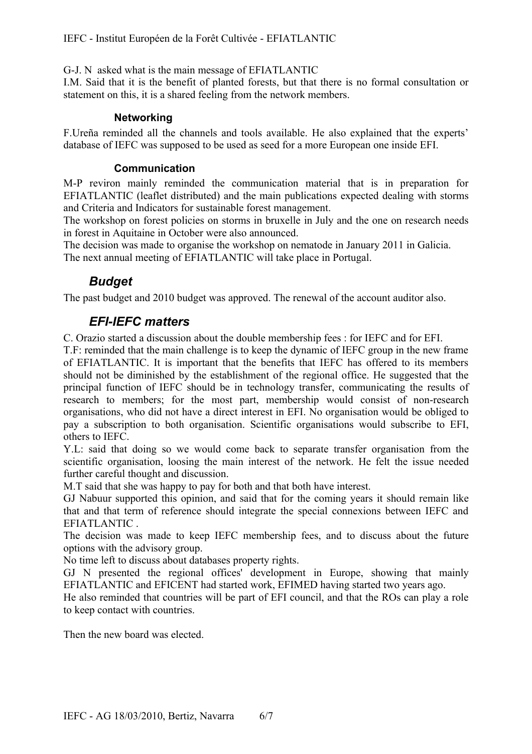G-J. N asked what is the main message of EFIATLANTIC

I.M. Said that it is the benefit of planted forests, but that there is no formal consultation or statement on this, it is a shared feeling from the network members.

#### Networking

F.Ureña reminded all the channels and tools available. He also explained that the experts' database of IEFC was supposed to be used as seed for a more European one inside EFI.

#### Communication

M-P reviron mainly reminded the communication material that is in preparation for EFIATLANTIC (leaflet distributed) and the main publications expected dealing with storms and Criteria and Indicators for sustainable forest management.

The workshop on forest policies on storms in bruxelle in July and the one on research needs in forest in Aquitaine in October were also announced.

The decision was made to organise the workshop on nematode in January 2011 in Galicia.

The next annual meeting of EFIATLANTIC will take place in Portugal.

## *Budget*

The past budget and 2010 budget was approved. The renewal of the account auditor also.

## *EFI-IEFC matters*

C. Orazio started a discussion about the double membership fees : for IEFC and for EFI.

T.F: reminded that the main challenge is to keep the dynamic of IEFC group in the new frame of EFIATLANTIC. It is important that the benefits that IEFC has offered to its members should not be diminished by the establishment of the regional office. He suggested that the principal function of IEFC should be in technology transfer, communicating the results of research to members; for the most part, membership would consist of non-research organisations, who did not have a direct interest in EFI. No organisation would be obliged to pay a subscription to both organisation. Scientific organisations would subscribe to EFI, others to IEFC.

Y.L: said that doing so we would come back to separate transfer organisation from the scientific organisation, loosing the main interest of the network. He felt the issue needed further careful thought and discussion.

M.T said that she was happy to pay for both and that both have interest.

GJ Nabuur supported this opinion, and said that for the coming years it should remain like that and that term of reference should integrate the special connexions between IEFC and EFIATLANTIC .

The decision was made to keep IEFC membership fees, and to discuss about the future options with the advisory group.

No time left to discuss about databases property rights.

GJ N presented the regional offices' development in Europe, showing that mainly EFIATLANTIC and EFICENT had started work, EFIMED having started two years ago.

He also reminded that countries will be part of EFI council, and that the ROs can play a role to keep contact with countries.

Then the new board was elected.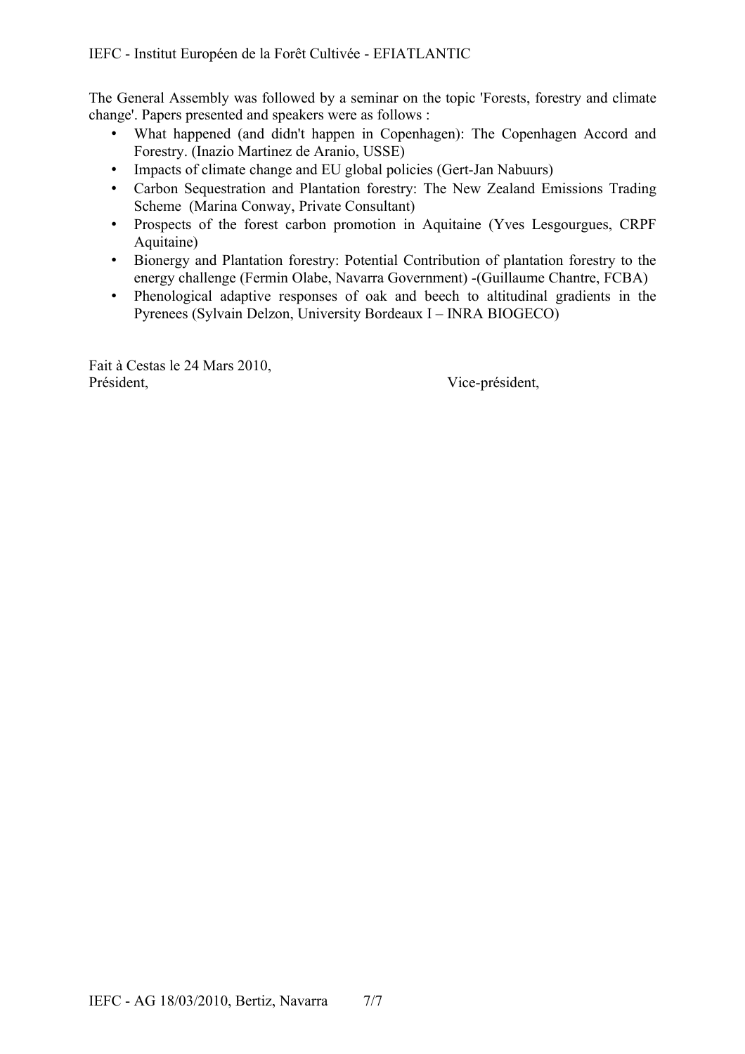The General Assembly was followed by a seminar on the topic 'Forests, forestry and climate change'. Papers presented and speakers were as follows :

- What happened (and didn't happen in Copenhagen): The Copenhagen Accord and Forestry. (Inazio Martinez de Aranio, USSE)
- Impacts of climate change and EU global policies (Gert-Jan Nabuurs)
- Carbon Sequestration and Plantation forestry: The New Zealand Emissions Trading Scheme (Marina Conway, Private Consultant)
- Prospects of the forest carbon promotion in Aquitaine (Yves Lesgourgues, CRPF Aquitaine)
- Bionergy and Plantation forestry: Potential Contribution of plantation forestry to the energy challenge (Fermin Olabe, Navarra Government) -(Guillaume Chantre, FCBA)
- Phenological adaptive responses of oak and beech to altitudinal gradients in the Pyrenees (Sylvain Delzon, University Bordeaux I – INRA BIOGECO)

Fait à Cestas le 24 Mars 2010,

Président, Vice-président,